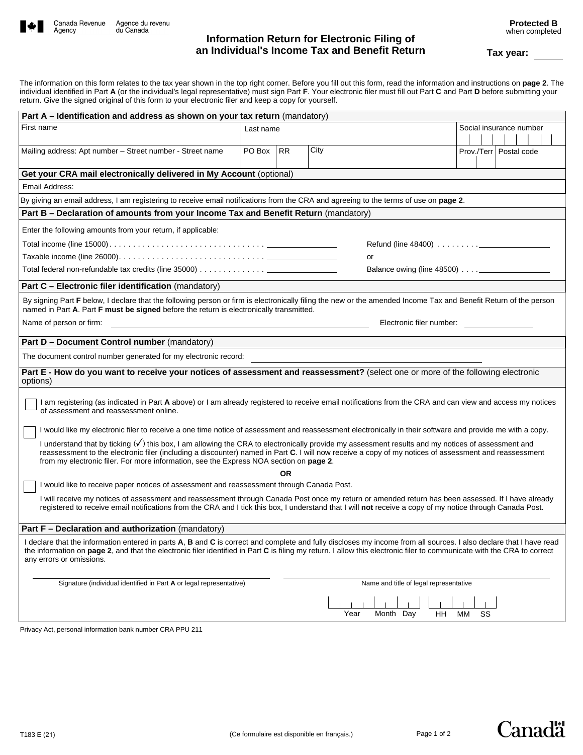Canada Revenue Agency / Agence du revenu du Canada

**Protected B** when completed

# Information Return for Electronic Filing of an Individual's Income Tax and Benefit Return

**Tax year:** ______

The information on this form relates to the tax year shown in the top right corner. Before you fill out this form, read the information and instructions on **page 2**. The individual identified in Part **A** (or the individual's legal representative) must sign Part **F**. Your electronic filer must fill out Part **C** and Part **D** before submitting your return. Give the signed original of this form to your electronic filer and keep a copy for yourself.

## Part A – Identification and address as shown on your tax return (mandatory)

| First name | Last name | | | Social insurance number | |
|---|---|---|---|---|---|
| Mailing address: Apt number – Street number - Street name | PO Box | RR | City | Prov./Terr | Postal code |

## Get your CRA mail electronically delivered in My Account (optional)

Email Address:

By giving an email address, I am registering to receive email notifications from the CRA and agreeing to the terms of use on **page 2**.

## Part B – Declaration of amounts from your Income Tax and Benefit Return (mandatory)

Enter the following amounts from your return, if applicable:

Total income (line 15000) . . . . . . . . . . . . . . . . . . . . . . . . . . . . . . . . ______

Taxable income (line 26000) . . . . . . . . . . . . . . . . . . . . . . . . . . . . . . ______

Total federal non-refundable tax credits (line 35000) . . . . . . . . . . . . . . ______

Refund (line 48400) . . . . . . . . . ______

or

Balance owing (line 48500) . . . . ______

## Part C – Electronic filer identification (mandatory)

By signing Part **F** below, I declare that the following person or firm is electronically filing the new or the amended Income Tax and Benefit Return of the person named in Part **A**. Part **F must be signed** before the return is electronically transmitted.

Name of person or firm: ______ Electronic filer number: ______

## Part D – Document Control number (mandatory)

The document control number generated for my electronic record: ______

## Part E - How do you want to receive your notices of assessment and reassessment? (select one or more of the following electronic options)

☐ I am registering (as indicated in Part **A** above) or I am already registered to receive email notifications from the CRA and can view and access my notices of assessment and reassessment online.

☐ I would like my electronic filer to receive a one time notice of assessment and reassessment electronically in their software and provide me with a copy.

I understand that by ticking (✓) this box, I am allowing the CRA to electronically provide my assessment results and my notices of assessment and reassessment to the electronic filer (including a discounter) named in Part **C**. I will now receive a copy of my notices of assessment and reassessment from my electronic filer. For more information, see the Express NOA section on **page 2**.

**OR**

☐ I would like to receive paper notices of assessment and reassessment through Canada Post.

I will receive my notices of assessment and reassessment through Canada Post once my return or amended return has been assessed. If I have already registered to receive email notifications from the CRA and I tick this box, I understand that I will **not** receive a copy of my notice through Canada Post.

## Part F – Declaration and authorization (mandatory)

I declare that the information entered in parts **A**, **B** and **C** is correct and complete and fully discloses my income from all sources. I also declare that I have read the information on **page 2**, and that the electronic filer identified in Part **C** is filing my return. I allow this electronic filer to communicate with the CRA to correct any errors or omissions.

______ Signature (individual identified in Part **A** or legal representative)

______ Name and title of legal representative

Year Month Day HH MM SS

Privacy Act, personal information bank number CRA PPU 211

T183 E (21)

(Ce formulaire est disponible en français.)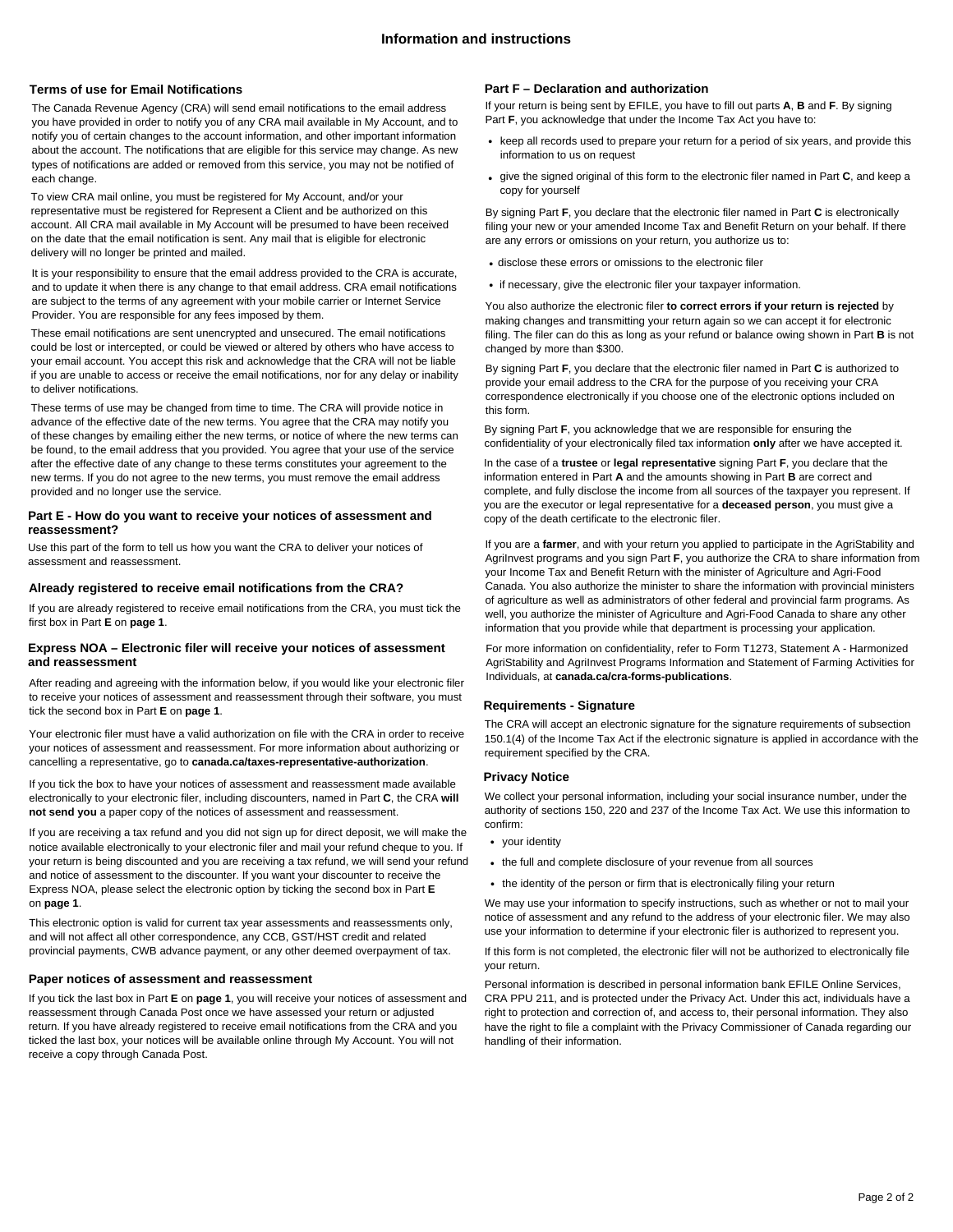# Information and instructions

### Terms of use for Email Notifications

The Canada Revenue Agency (CRA) will send email notifications to the email address you have provided in order to notify you of any CRA mail available in My Account, and to notify you of certain changes to the account information, and other important information about the account. The notifications that are eligible for this service may change. As new types of notifications are added or removed from this service, you may not be notified of each change.

To view CRA mail online, you must be registered for My Account, and/or your representative must be registered for Represent a Client and be authorized on this account. All CRA mail available in My Account will be presumed to have been received on the date that the email notification is sent. Any mail that is eligible for electronic delivery will no longer be printed and mailed.

It is your responsibility to ensure that the email address provided to the CRA is accurate, and to update it when there is any change to that email address. CRA email notifications are subject to the terms of any agreement with your mobile carrier or Internet Service Provider. You are responsible for any fees imposed by them.

These email notifications are sent unencrypted and unsecured. The email notifications could be lost or intercepted, or could be viewed or altered by others who have access to your email account. You accept this risk and acknowledge that the CRA will not be liable if you are unable to access or receive the email notifications, nor for any delay or inability to deliver notifications.

These terms of use may be changed from time to time. The CRA will provide notice in advance of the effective date of the new terms. You agree that the CRA may notify you of these changes by emailing either the new terms, or notice of where the new terms can be found, to the email address that you provided. You agree that your use of the service after the effective date of any change to these terms constitutes your agreement to the new terms. If you do not agree to the new terms, you must remove the email address provided and no longer use the service.

### Part E - How do you want to receive your notices of assessment and reassessment?

Use this part of the form to tell us how you want the CRA to deliver your notices of assessment and reassessment.

### Already registered to receive email notifications from the CRA?

If you are already registered to receive email notifications from the CRA, you must tick the first box in Part **E** on **page 1**.

### Express NOA – Electronic filer will receive your notices of assessment and reassessment

After reading and agreeing with the information below, if you would like your electronic filer to receive your notices of assessment and reassessment through their software, you must tick the second box in Part **E** on **page 1**.

Your electronic filer must have a valid authorization on file with the CRA in order to receive your notices of assessment and reassessment. For more information about authorizing or cancelling a representative, go to **canada.ca/taxes-representative-authorization**.

If you tick the box to have your notices of assessment and reassessment made available electronically to your electronic filer, including discounters, named in Part **C**, the CRA **will not send you** a paper copy of the notices of assessment and reassessment.

If you are receiving a tax refund and you did not sign up for direct deposit, we will make the notice available electronically to your electronic filer and mail your refund cheque to you. If your return is being discounted and you are receiving a tax refund, we will send your refund and notice of assessment to the discounter. If you want your discounter to receive the Express NOA, please select the electronic option by ticking the second box in Part **E** on **page 1**.

This electronic option is valid for current tax year assessments and reassessments only, and will not affect all other correspondence, any CCB, GST/HST credit and related provincial payments, CWB advance payment, or any other deemed overpayment of tax.

### Paper notices of assessment and reassessment

If you tick the last box in Part **E** on **page 1**, you will receive your notices of assessment and reassessment through Canada Post once we have assessed your return or adjusted return. If you have already registered to receive email notifications from the CRA and you ticked the last box, your notices will be available online through My Account. You will not receive a copy through Canada Post.

### Part F – Declaration and authorization

If your return is being sent by EFILE, you have to fill out parts **A**, **B** and **F**. By signing Part **F**, you acknowledge that under the Income Tax Act you have to:

- keep all records used to prepare your return for a period of six years, and provide this information to us on request
- give the signed original of this form to the electronic filer named in Part **C**, and keep a copy for yourself

By signing Part **F**, you declare that the electronic filer named in Part **C** is electronically filing your new or your amended Income Tax and Benefit Return on your behalf. If there are any errors or omissions on your return, you authorize us to:

- disclose these errors or omissions to the electronic filer
- if necessary, give the electronic filer your taxpayer information.

You also authorize the electronic filer **to correct errors if your return is rejected** by making changes and transmitting your return again so we can accept it for electronic filing. The filer can do this as long as your refund or balance owing shown in Part **B** is not changed by more than $300.

By signing Part **F**, you declare that the electronic filer named in Part **C** is authorized to provide your email address to the CRA for the purpose of you receiving your CRA correspondence electronically if you choose one of the electronic options included on this form.

By signing Part **F**, you acknowledge that we are responsible for ensuring the confidentiality of your electronically filed tax information **only** after we have accepted it.

In the case of a **trustee** or **legal representative** signing Part **F**, you declare that the information entered in Part **A** and the amounts showing in Part **B** are correct and complete, and fully disclose the income from all sources of the taxpayer you represent. If you are the executor or legal representative for a **deceased person**, you must give a copy of the death certificate to the electronic filer.

If you are a **farmer**, and with your return you applied to participate in the AgriStability and AgriInvest programs and you sign Part **F**, you authorize the CRA to share information from your Income Tax and Benefit Return with the minister of Agriculture and Agri-Food Canada. You also authorize the minister to share the information with provincial ministers of agriculture as well as administrators of other federal and provincial farm programs. As well, you authorize the minister of Agriculture and Agri-Food Canada to share any other information that you provide while that department is processing your application.

For more information on confidentiality, refer to Form T1273, Statement A - Harmonized AgriStability and AgriInvest Programs Information and Statement of Farming Activities for Individuals, at **canada.ca/cra-forms-publications**.

### Requirements - Signature

The CRA will accept an electronic signature for the signature requirements of subsection 150.1(4) of the Income Tax Act if the electronic signature is applied in accordance with the requirement specified by the CRA.

### Privacy Notice

We collect your personal information, including your social insurance number, under the authority of sections 150, 220 and 237 of the Income Tax Act. We use this information to confirm:

- your identity
- the full and complete disclosure of your revenue from all sources
- the identity of the person or firm that is electronically filing your return

We may use your information to specify instructions, such as whether or not to mail your notice of assessment and any refund to the address of your electronic filer. We may also use your information to determine if your electronic filer is authorized to represent you.

If this form is not completed, the electronic filer will not be authorized to electronically file your return.

Personal information is described in personal information bank EFILE Online Services, CRA PPU 211, and is protected under the Privacy Act. Under this act, individuals have a right to protection and correction of, and access to, their personal information. They also have the right to file a complaint with the Privacy Commissioner of Canada regarding our handling of their information.